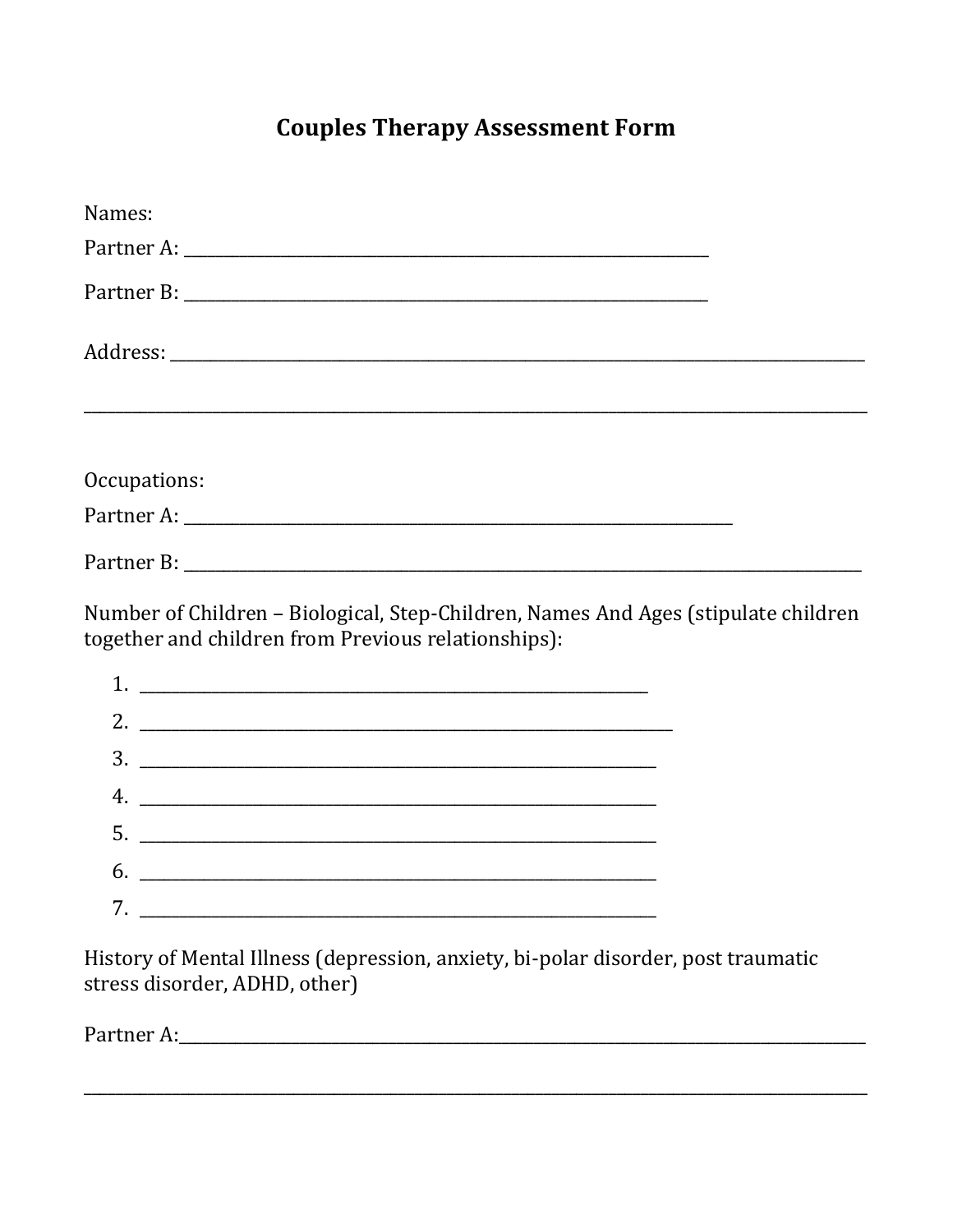# Couples Therapy Assessment Form

Names:

Partner A: ____________________________________________________________

Partner B: ____________________________________________________________

Address: ______________________________________________________________________________

_____________________________________________________________________________________

Occupations:

Partner A: ______________________________________________________________

Partner B: ______________________________________________________________________________

Number of Children – Biological, Step-Children, Names And Ages (stipulate children together and children from Previous relationships):

1. ____________________________________________________________
2. ______________________________________________________________
3. _____________________________________________________________
4. _____________________________________________________________
5. _____________________________________________________________
6. _____________________________________________________________
7. _____________________________________________________________

History of Mental Illness (depression, anxiety, bi-polar disorder, post traumatic stress disorder, ADHD, other)

Partner A:______________________________________________________________________________

_____________________________________________________________________________________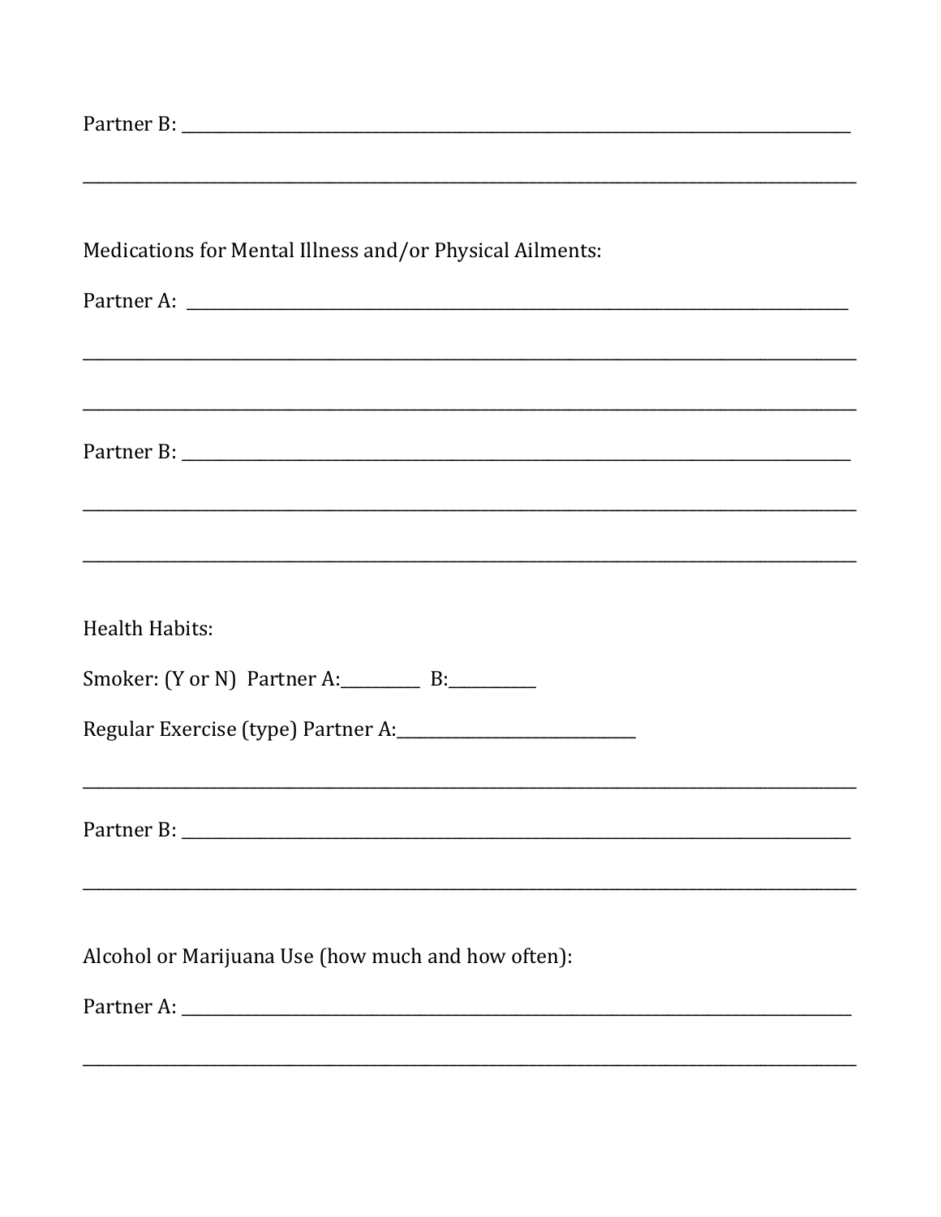Partner B: ________________________________________________________________________________

____________________________________________________________________________________________

Medications for Mental Illness and/or Physical Ailments:

Partner A: ________________________________________________________________________________

____________________________________________________________________________________________

____________________________________________________________________________________________

Partner B: ________________________________________________________________________________

____________________________________________________________________________________________

____________________________________________________________________________________________

Health Habits:

Smoker: (Y or N) Partner A:__________ B:__________

Regular Exercise (type) Partner A:_____________________________

____________________________________________________________________________________________

Partner B: ________________________________________________________________________________

____________________________________________________________________________________________

Alcohol or Marijuana Use (how much and how often):

Partner A: ________________________________________________________________________________

____________________________________________________________________________________________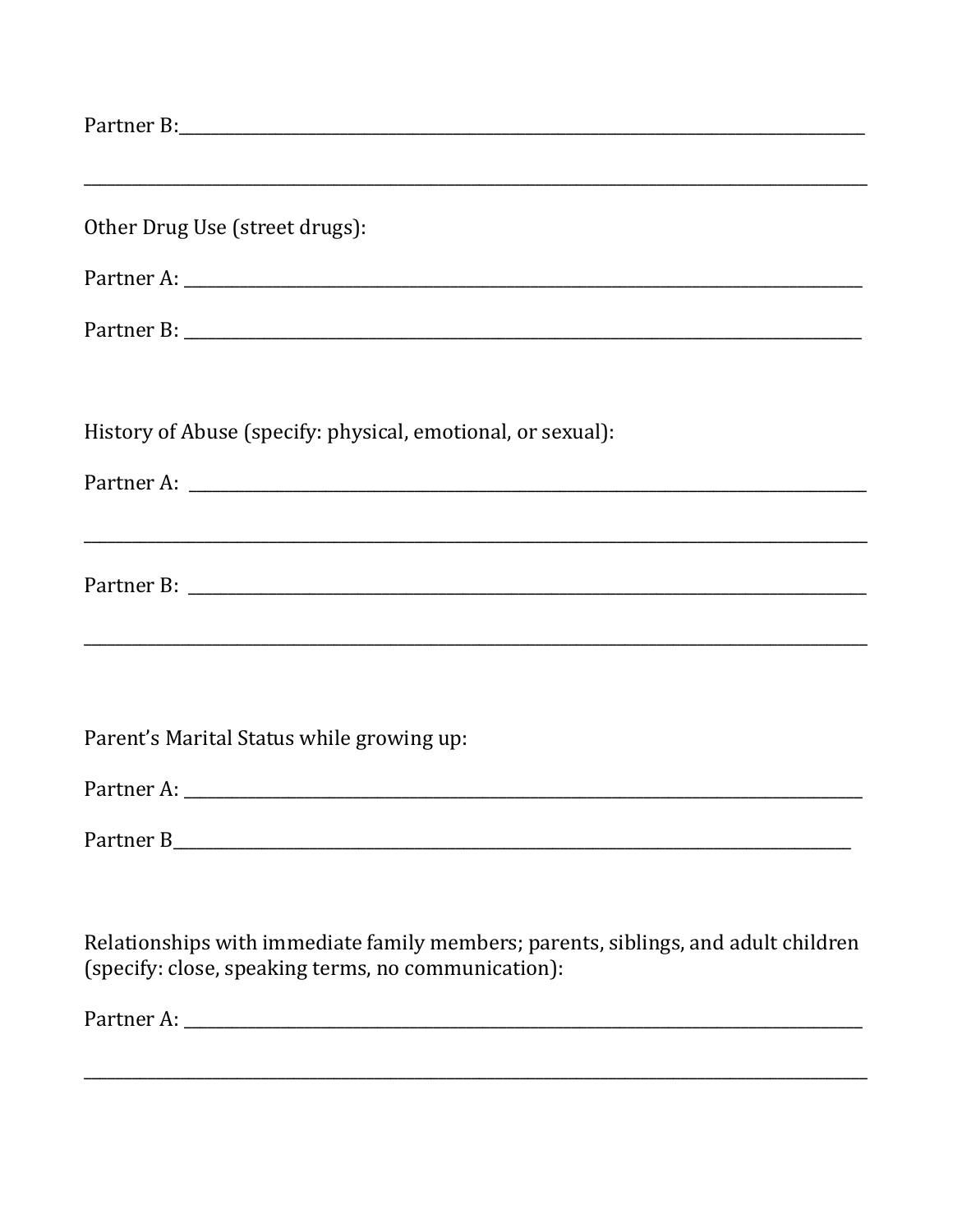Partner B:_______________________________________________________________________________

_____________________________________________________________________________________

Other Drug Use (street drugs):

Partner A: ______________________________________________________________________________

Partner B: ______________________________________________________________________________

History of Abuse (specify: physical, emotional, or sexual):

Partner A: ______________________________________________________________________________

_____________________________________________________________________________________

Partner B: ______________________________________________________________________________

_____________________________________________________________________________________

Parent's Marital Status while growing up:

Partner A: ______________________________________________________________________________

Partner B_______________________________________________________________________________

Relationships with immediate family members; parents, siblings, and adult children (specify: close, speaking terms, no communication):

Partner A: ______________________________________________________________________________

_____________________________________________________________________________________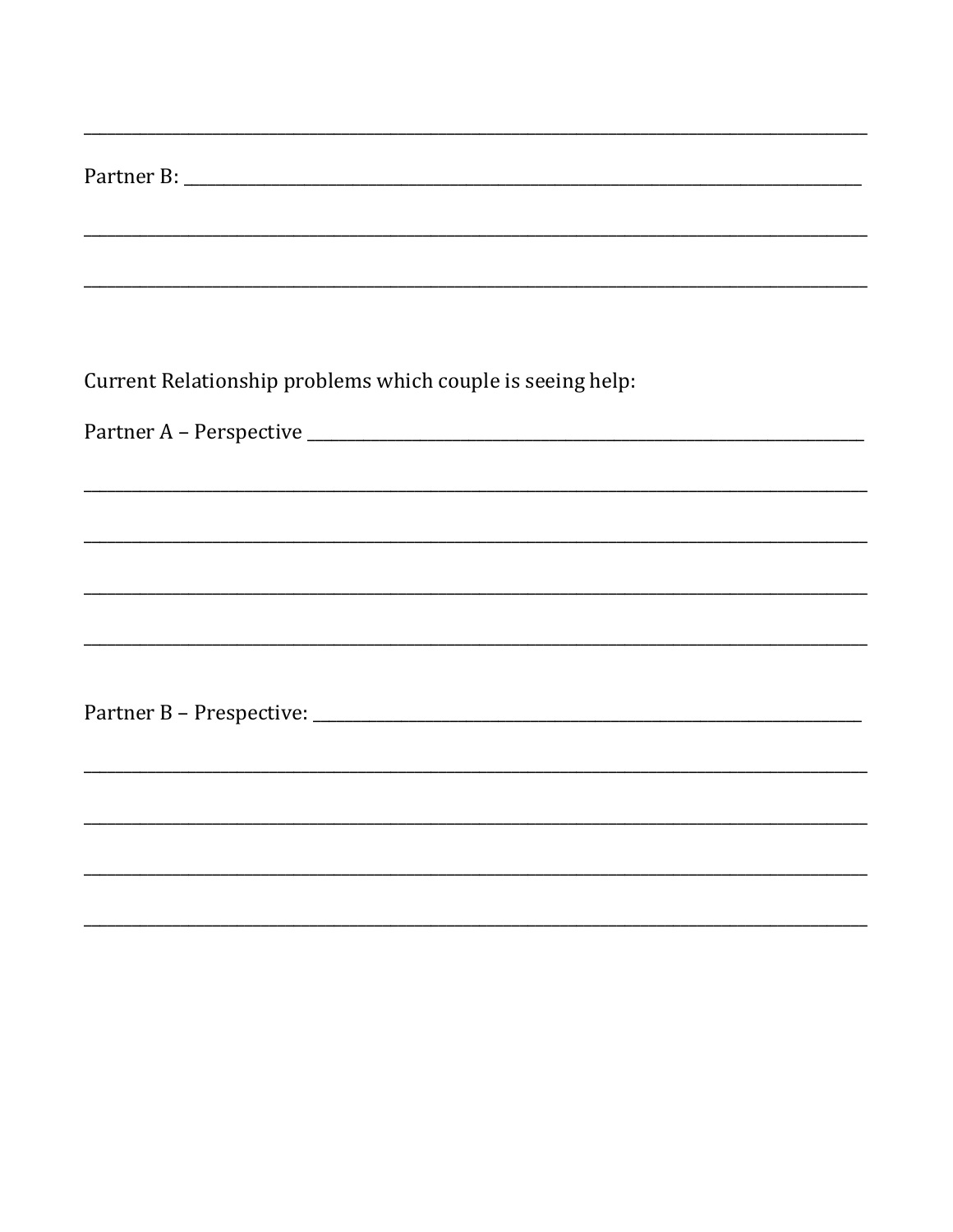______________________________________________________________________________

Partner B: _____________________________________________________________________

______________________________________________________________________________

______________________________________________________________________________

Current Relationship problems which couple is seeing help:

Partner A – Perspective ___________________________________________________________

______________________________________________________________________________

______________________________________________________________________________

______________________________________________________________________________

______________________________________________________________________________

Partner B – Prespective: __________________________________________________________

______________________________________________________________________________

______________________________________________________________________________

______________________________________________________________________________

______________________________________________________________________________